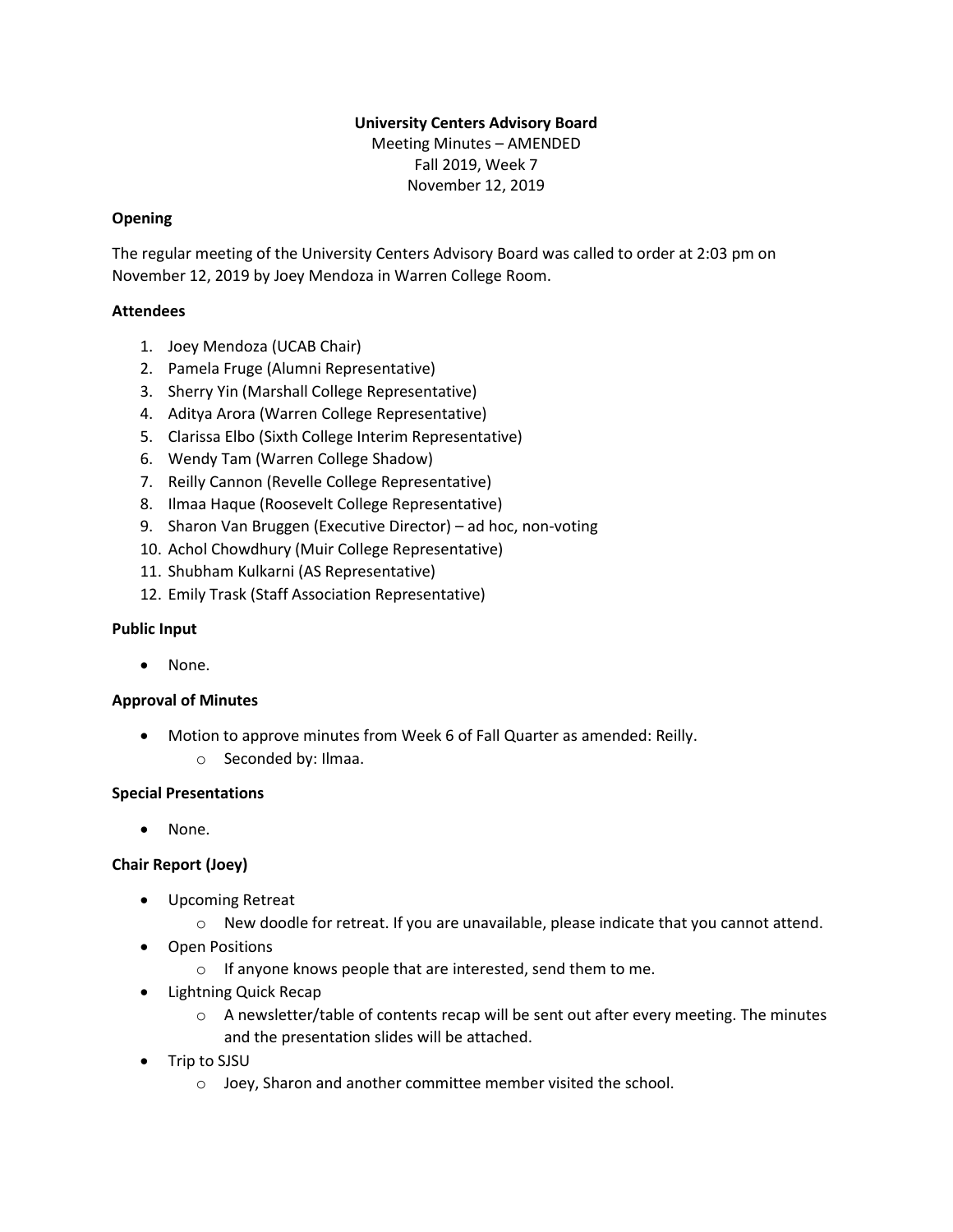**University Centers Advisory Board**

Meeting Minutes – AMENDED

Fall 2019, Week 7

November 12, 2019

**Opening**

The regular meeting of the University Centers Advisory Board was called to order at 2:03 pm on November 12, 2019 by Joey Mendoza in Warren College Room.

**Attendees**

1. Joey Mendoza (UCAB Chair)
2. Pamela Fruge (Alumni Representative)
3. Sherry Yin (Marshall College Representative)
4. Aditya Arora (Warren College Representative)
5. Clarissa Elbo (Sixth College Interim Representative)
6. Wendy Tam (Warren College Shadow)
7. Reilly Cannon (Revelle College Representative)
8. Ilmaa Haque (Roosevelt College Representative)
9. Sharon Van Bruggen (Executive Director) – ad hoc, non-voting
10. Achol Chowdhury (Muir College Representative)
11. Shubham Kulkarni (AS Representative)
12. Emily Trask (Staff Association Representative)

**Public Input**

- None.

**Approval of Minutes**

- Motion to approve minutes from Week 6 of Fall Quarter as amended: Reilly.
  - Seconded by: Ilmaa.

**Special Presentations**

- None.

**Chair Report (Joey)**

- Upcoming Retreat
  - New doodle for retreat. If you are unavailable, please indicate that you cannot attend.
- Open Positions
  - If anyone knows people that are interested, send them to me.
- Lightning Quick Recap
  - A newsletter/table of contents recap will be sent out after every meeting. The minutes and the presentation slides will be attached.
- Trip to SJSU
  - Joey, Sharon and another committee member visited the school.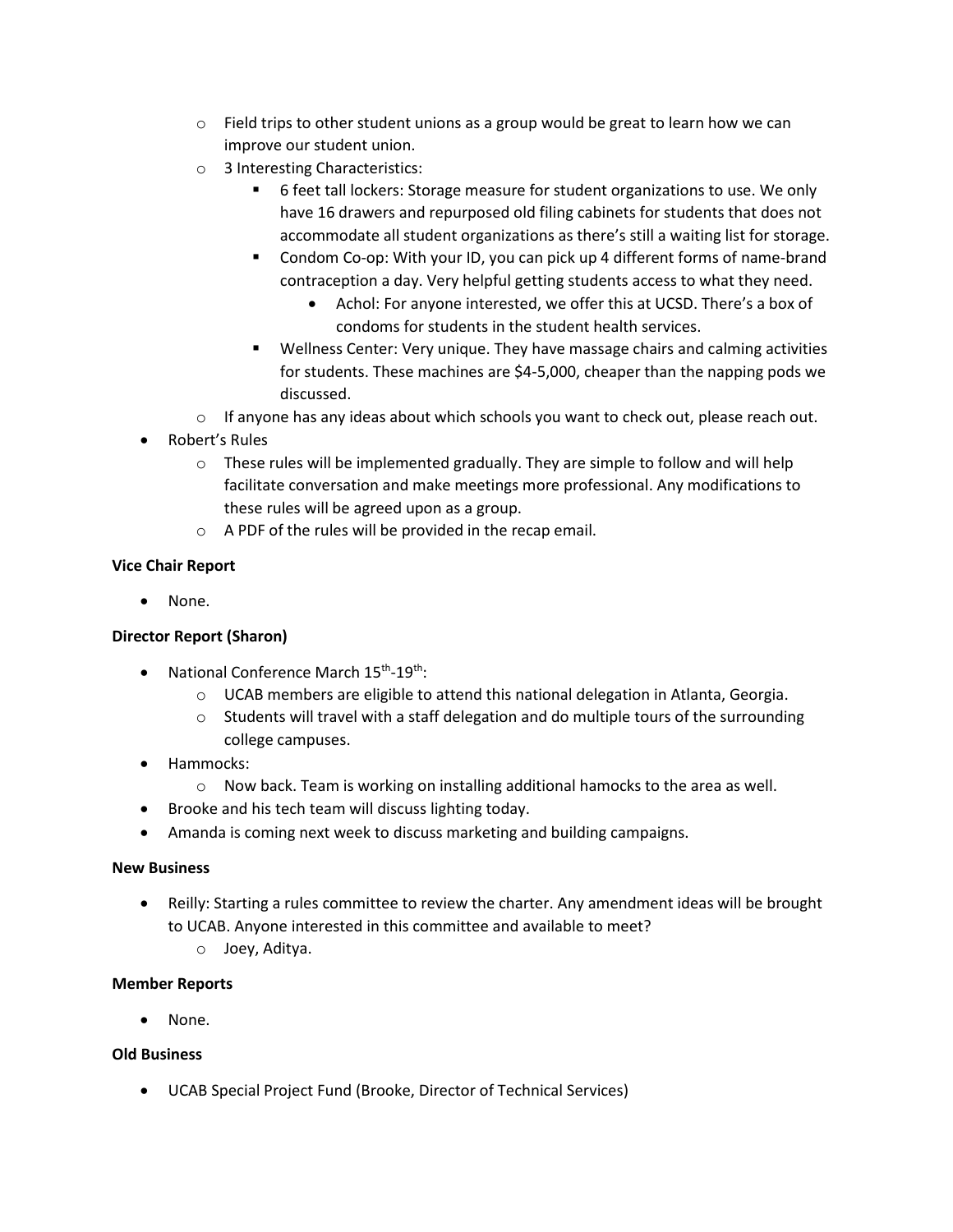- Field trips to other student unions as a group would be great to learn how we can improve our student union.
    - 3 Interesting Characteristics:
      - 6 feet tall lockers: Storage measure for student organizations to use. We only have 16 drawers and repurposed old filing cabinets for students that does not accommodate all student organizations as there's still a waiting list for storage.
      - Condom Co-op: With your ID, you can pick up 4 different forms of name-brand contraception a day. Very helpful getting students access to what they need.
        - Achol: For anyone interested, we offer this at UCSD. There's a box of condoms for students in the student health services.
      - Wellness Center: Very unique. They have massage chairs and calming activities for students. These machines are $4-5,000, cheaper than the napping pods we discussed.
    - If anyone has any ideas about which schools you want to check out, please reach out.
- Robert's Rules
    - These rules will be implemented gradually. They are simple to follow and will help facilitate conversation and make meetings more professional. Any modifications to these rules will be agreed upon as a group.
    - A PDF of the rules will be provided in the recap email.

**Vice Chair Report**

- None.

**Director Report (Sharon)**

- National Conference March 15th-19th:
    - UCAB members are eligible to attend this national delegation in Atlanta, Georgia.
    - Students will travel with a staff delegation and do multiple tours of the surrounding college campuses.
- Hammocks:
    - Now back. Team is working on installing additional hamocks to the area as well.
- Brooke and his tech team will discuss lighting today.
- Amanda is coming next week to discuss marketing and building campaigns.

**New Business**

- Reilly: Starting a rules committee to review the charter. Any amendment ideas will be brought to UCAB. Anyone interested in this committee and available to meet?
    - Joey, Aditya.

**Member Reports**

- None.

**Old Business**

- UCAB Special Project Fund (Brooke, Director of Technical Services)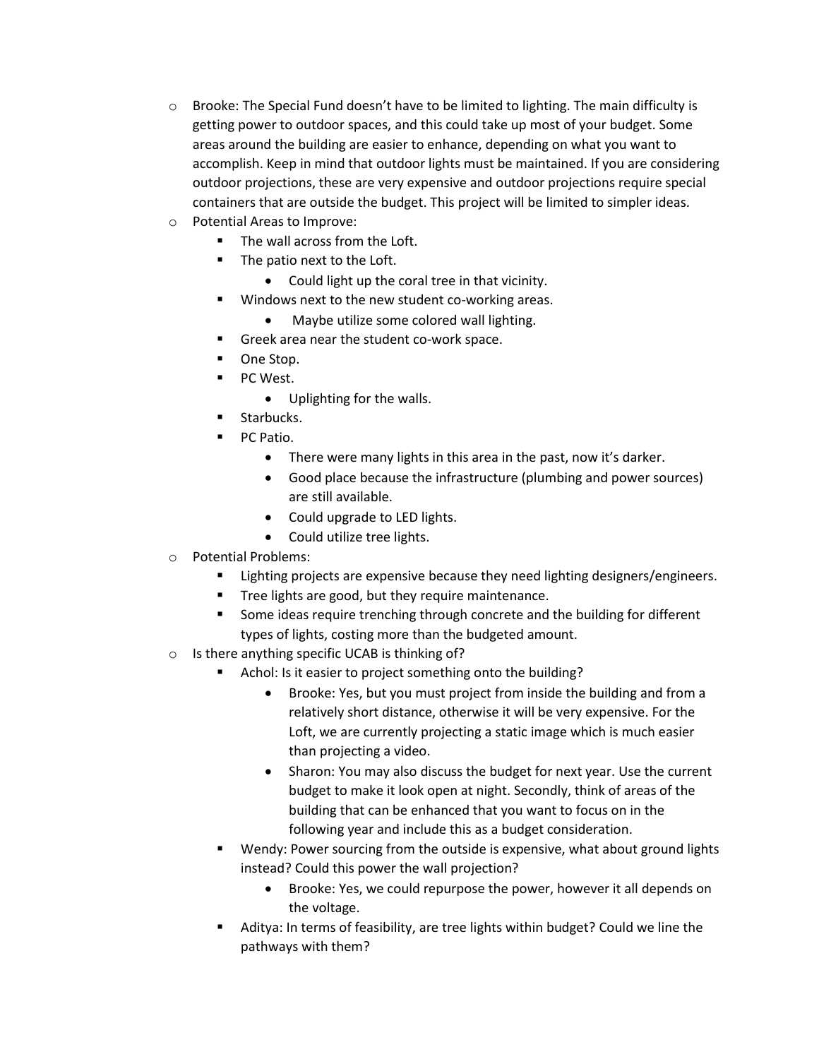- Brooke: The Special Fund doesn't have to be limited to lighting. The main difficulty is getting power to outdoor spaces, and this could take up most of your budget. Some areas around the building are easier to enhance, depending on what you want to accomplish. Keep in mind that outdoor lights must be maintained. If you are considering outdoor projections, these are very expensive and outdoor projections require special containers that are outside the budget. This project will be limited to simpler ideas.
- Potential Areas to Improve:
  - The wall across from the Loft.
  - The patio next to the Loft.
    - Could light up the coral tree in that vicinity.
  - Windows next to the new student co-working areas.
    - Maybe utilize some colored wall lighting.
  - Greek area near the student co-work space.
  - One Stop.
  - PC West.
    - Uplighting for the walls.
  - Starbucks.
  - PC Patio.
    - There were many lights in this area in the past, now it's darker.
    - Good place because the infrastructure (plumbing and power sources) are still available.
    - Could upgrade to LED lights.
    - Could utilize tree lights.
- Potential Problems:
  - Lighting projects are expensive because they need lighting designers/engineers.
  - Tree lights are good, but they require maintenance.
  - Some ideas require trenching through concrete and the building for different types of lights, costing more than the budgeted amount.
- Is there anything specific UCAB is thinking of?
  - Achol: Is it easier to project something onto the building?
    - Brooke: Yes, but you must project from inside the building and from a relatively short distance, otherwise it will be very expensive. For the Loft, we are currently projecting a static image which is much easier than projecting a video.
    - Sharon: You may also discuss the budget for next year. Use the current budget to make it look open at night. Secondly, think of areas of the building that can be enhanced that you want to focus on in the following year and include this as a budget consideration.
  - Wendy: Power sourcing from the outside is expensive, what about ground lights instead? Could this power the wall projection?
    - Brooke: Yes, we could repurpose the power, however it all depends on the voltage.
  - Aditya: In terms of feasibility, are tree lights within budget? Could we line the pathways with them?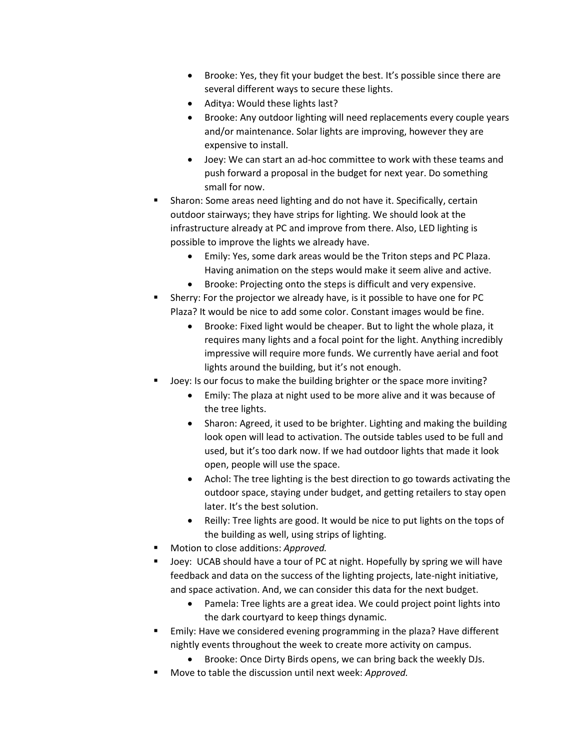- Brooke: Yes, they fit your budget the best. It's possible since there are several different ways to secure these lights.
- Aditya: Would these lights last?
- Brooke: Any outdoor lighting will need replacements every couple years and/or maintenance. Solar lights are improving, however they are expensive to install.
- Joey: We can start an ad-hoc committee to work with these teams and push forward a proposal in the budget for next year. Do something small for now.

- Sharon: Some areas need lighting and do not have it. Specifically, certain outdoor stairways; they have strips for lighting. We should look at the infrastructure already at PC and improve from there. Also, LED lighting is possible to improve the lights we already have.
    - Emily: Yes, some dark areas would be the Triton steps and PC Plaza. Having animation on the steps would make it seem alive and active.
    - Brooke: Projecting onto the steps is difficult and very expensive.
- Sherry: For the projector we already have, is it possible to have one for PC Plaza? It would be nice to add some color. Constant images would be fine.
    - Brooke: Fixed light would be cheaper. But to light the whole plaza, it requires many lights and a focal point for the light. Anything incredibly impressive will require more funds. We currently have aerial and foot lights around the building, but it's not enough.
- Joey: Is our focus to make the building brighter or the space more inviting?
    - Emily: The plaza at night used to be more alive and it was because of the tree lights.
    - Sharon: Agreed, it used to be brighter. Lighting and making the building look open will lead to activation. The outside tables used to be full and used, but it's too dark now. If we had outdoor lights that made it look open, people will use the space.
    - Achol: The tree lighting is the best direction to go towards activating the outdoor space, staying under budget, and getting retailers to stay open later. It's the best solution.
    - Reilly: Tree lights are good. It would be nice to put lights on the tops of the building as well, using strips of lighting.
- Motion to close additions: *Approved.*
- Joey: UCAB should have a tour of PC at night. Hopefully by spring we will have feedback and data on the success of the lighting projects, late-night initiative, and space activation. And, we can consider this data for the next budget.
    - Pamela: Tree lights are a great idea. We could project point lights into the dark courtyard to keep things dynamic.
- Emily: Have we considered evening programming in the plaza? Have different nightly events throughout the week to create more activity on campus.
    - Brooke: Once Dirty Birds opens, we can bring back the weekly DJs.
- Move to table the discussion until next week: *Approved.*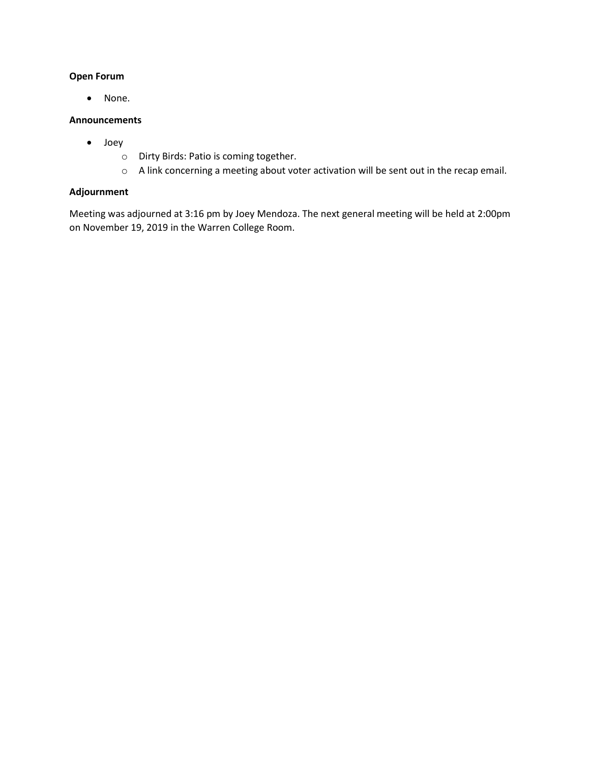**Open Forum**

- None.

**Announcements**

- Joey
    - Dirty Birds: Patio is coming together.
    - A link concerning a meeting about voter activation will be sent out in the recap email.

**Adjournment**

Meeting was adjourned at 3:16 pm by Joey Mendoza. The next general meeting will be held at 2:00pm on November 19, 2019 in the Warren College Room.